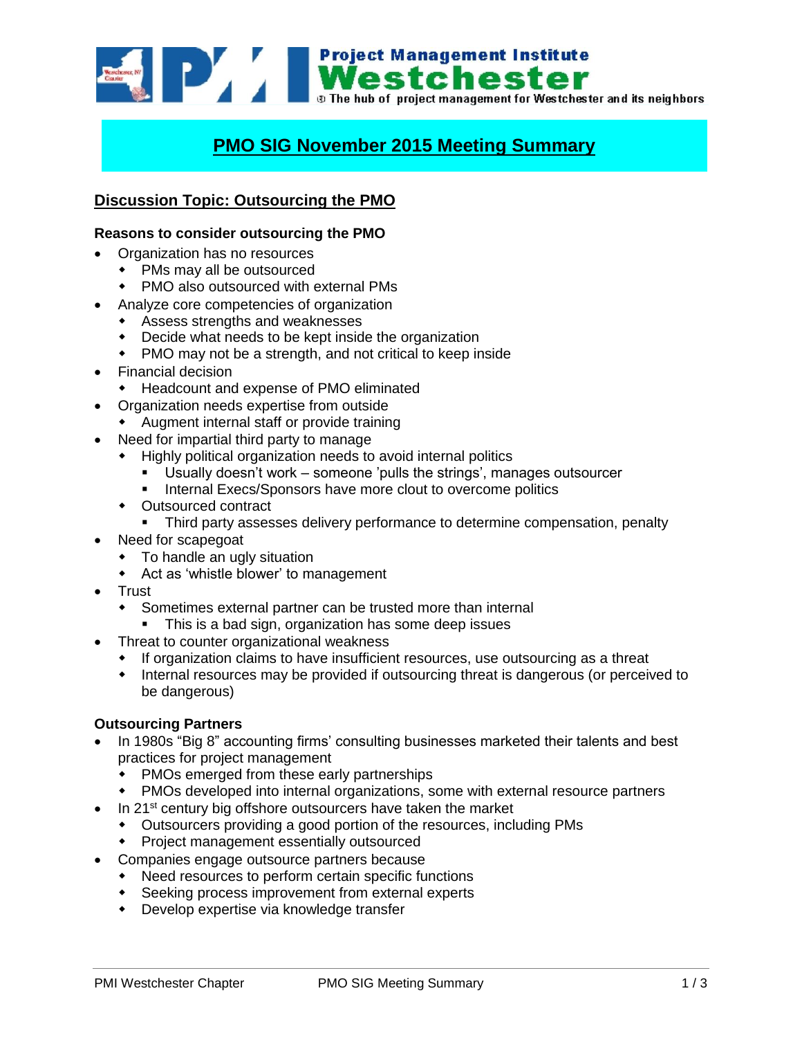Project Management Institute Westchester
The hub of project management for Westchester and its neighbors

# PMO SIG November 2015 Meeting Summary

## Discussion Topic: Outsourcing the PMO

### Reasons to consider outsourcing the PMO

- Organization has no resources
  - PMs may all be outsourced
  - PMO also outsourced with external PMs
- Analyze core competencies of organization
  - Assess strengths and weaknesses
  - Decide what needs to be kept inside the organization
  - PMO may not be a strength, and not critical to keep inside
- Financial decision
  - Headcount and expense of PMO eliminated
- Organization needs expertise from outside
  - Augment internal staff or provide training
- Need for impartial third party to manage
  - Highly political organization needs to avoid internal politics
    - Usually doesn't work – someone 'pulls the strings', manages outsourcer
    - Internal Execs/Sponsors have more clout to overcome politics
  - Outsourced contract
    - Third party assesses delivery performance to determine compensation, penalty
- Need for scapegoat
  - To handle an ugly situation
  - Act as 'whistle blower' to management
- Trust
  - Sometimes external partner can be trusted more than internal
    - This is a bad sign, organization has some deep issues
- Threat to counter organizational weakness
  - If organization claims to have insufficient resources, use outsourcing as a threat
  - Internal resources may be provided if outsourcing threat is dangerous (or perceived to be dangerous)

### Outsourcing Partners

- In 1980s "Big 8" accounting firms' consulting businesses marketed their talents and best practices for project management
  - PMOs emerged from these early partnerships
  - PMOs developed into internal organizations, some with external resource partners
- In 21st century big offshore outsourcers have taken the market
  - Outsourcers providing a good portion of the resources, including PMs
  - Project management essentially outsourced
- Companies engage outsource partners because
  - Need resources to perform certain specific functions
  - Seeking process improvement from external experts
  - Develop expertise via knowledge transfer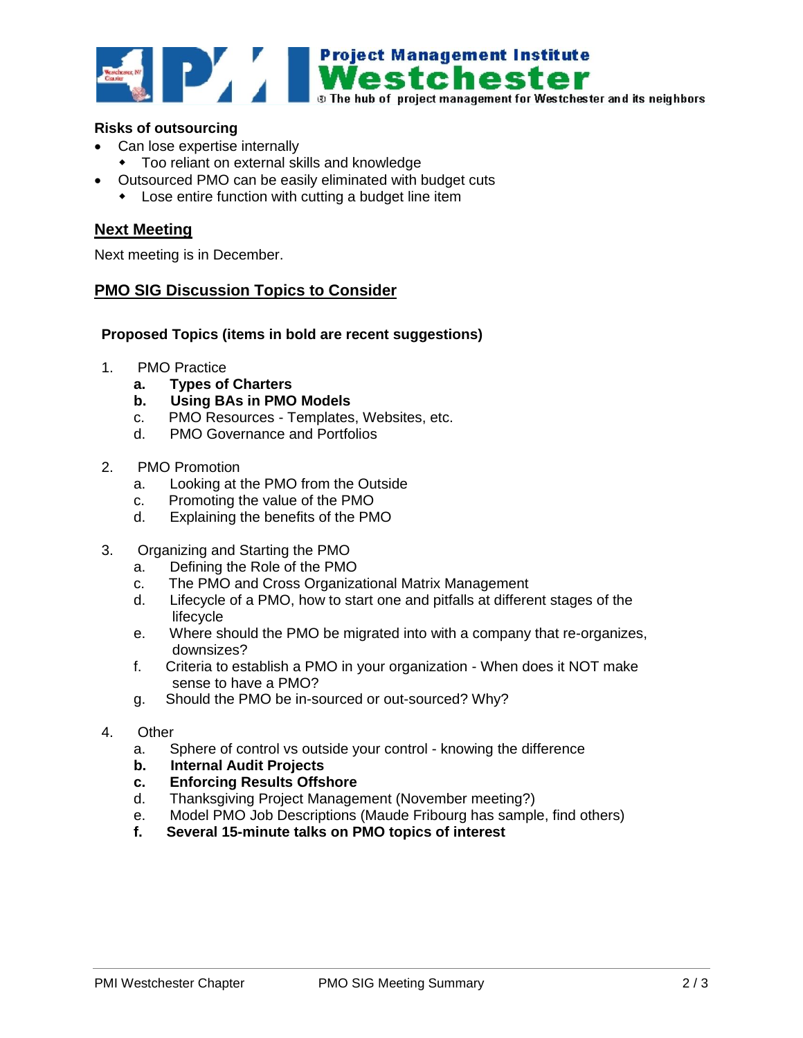**Risks of outsourcing**

- Can lose expertise internally
  - Too reliant on external skills and knowledge
- Outsourced PMO can be easily eliminated with budget cuts
  - Lose entire function with cutting a budget line item

## Next Meeting

Next meeting is in December.

## PMO SIG Discussion Topics to Consider

**Proposed Topics (items in bold are recent suggestions)**

1. PMO Practice
   - **a. Types of Charters**
   - **b. Using BAs in PMO Models**
   - c. PMO Resources - Templates, Websites, etc.
   - d. PMO Governance and Portfolios

2. PMO Promotion
   - a. Looking at the PMO from the Outside
   - c. Promoting the value of the PMO
   - d. Explaining the benefits of the PMO

3. Organizing and Starting the PMO
   - a. Defining the Role of the PMO
   - c. The PMO and Cross Organizational Matrix Management
   - d. Lifecycle of a PMO, how to start one and pitfalls at different stages of the lifecycle
   - e. Where should the PMO be migrated into with a company that re-organizes, downsizes?
   - f. Criteria to establish a PMO in your organization - When does it NOT make sense to have a PMO?
   - g. Should the PMO be in-sourced or out-sourced? Why?

4. Other
   - a. Sphere of control vs outside your control - knowing the difference
   - **b. Internal Audit Projects**
   - **c. Enforcing Results Offshore**
   - d. Thanksgiving Project Management (November meeting?)
   - e. Model PMO Job Descriptions (Maude Fribourg has sample, find others)
   - **f. Several 15-minute talks on PMO topics of interest**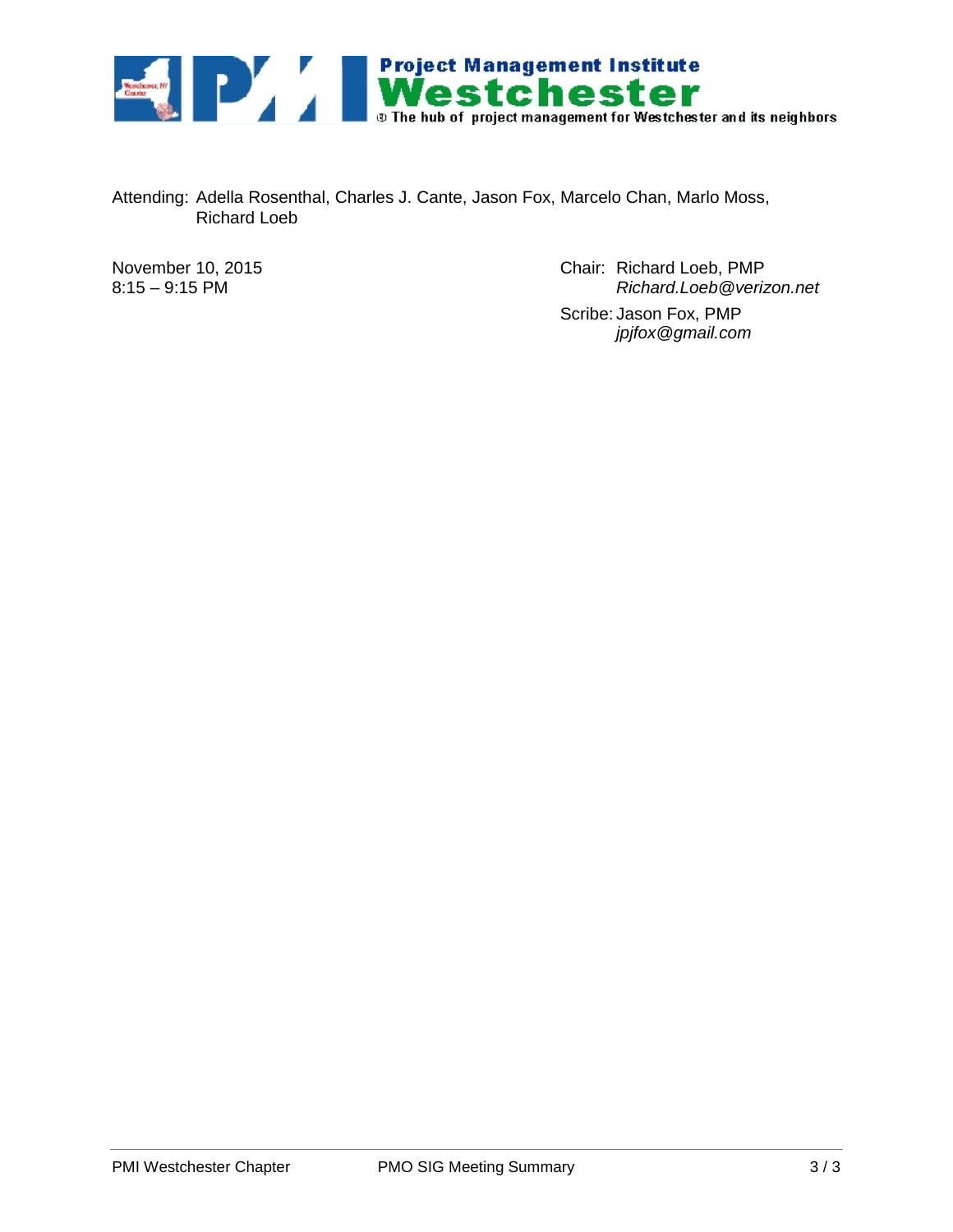**Project Management Institute**
**Westchester**
The hub of project management for Westchester and its neighbors

Attending: Adella Rosenthal, Charles J. Cante, Jason Fox, Marcelo Chan, Marlo Moss, Richard Loeb

November 10, 2015
8:15 – 9:15 PM

Chair: Richard Loeb, PMP
*Richard.Loeb@verizon.net*

Scribe: Jason Fox, PMP
*jpjfox@gmail.com*